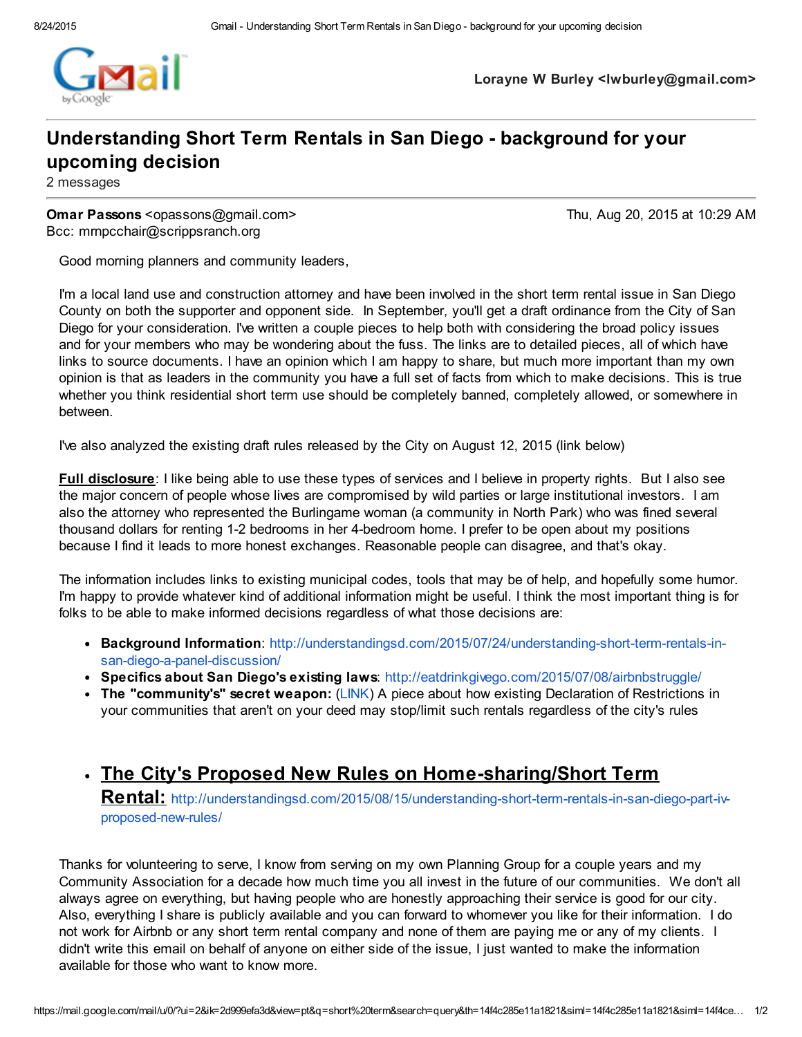Lorayne W Burley <lwburley@gmail.com>

# Understanding Short Term Rentals in San Diego - background for your upcoming decision

2 messages

**Omar Passons** <opassons@gmail.com>  Thu, Aug 20, 2015 at 10:29 AM
Bcc: mrnpcchair@scrippsranch.org

Good morning planners and community leaders,

I'm a local land use and construction attorney and have been involved in the short term rental issue in San Diego County on both the supporter and opponent side. In September, you'll get a draft ordinance from the City of San Diego for your consideration. I've written a couple pieces to help both with considering the broad policy issues and for your members who may be wondering about the fuss. The links are to detailed pieces, all of which have links to source documents. I have an opinion which I am happy to share, but much more important than my own opinion is that as leaders in the community you have a full set of facts from which to make decisions. This is true whether you think residential short term use should be completely banned, completely allowed, or somewhere in between.

I've also analyzed the existing draft rules released by the City on August 12, 2015 (link below)

**Full disclosure**: I like being able to use these types of services and I believe in property rights. But I also see the major concern of people whose lives are compromised by wild parties or large institutional investors. I am also the attorney who represented the Burlingame woman (a community in North Park) who was fined several thousand dollars for renting 1-2 bedrooms in her 4-bedroom home. I prefer to be open about my positions because I find it leads to more honest exchanges. Reasonable people can disagree, and that's okay.

The information includes links to existing municipal codes, tools that may be of help, and hopefully some humor. I'm happy to provide whatever kind of additional information might be useful. I think the most important thing is for folks to be able to make informed decisions regardless of what those decisions are:

- **Background Information**: http://understandingsd.com/2015/07/24/understanding-short-term-rentals-in-san-diego-a-panel-discussion/
- **Specifics about San Diego's existing laws**: http://eatdrinkgivego.com/2015/07/08/airbnbstruggle/
- **The "community's" secret weapon:** (LINK) A piece about how existing Declaration of Restrictions in your communities that aren't on your deed may stop/limit such rentals regardless of the city's rules

- **The City's Proposed New Rules on Home-sharing/Short Term Rental:** http://understandingsd.com/2015/08/15/understanding-short-term-rentals-in-san-diego-part-iv-proposed-new-rules/

Thanks for volunteering to serve, I know from serving on my own Planning Group for a couple years and my Community Association for a decade how much time you all invest in the future of our communities. We don't all always agree on everything, but having people who are honestly approaching their service is good for our city. Also, everything I share is publicly available and you can forward to whomever you like for their information. I do not work for Airbnb or any short term rental company and none of them are paying me or any of my clients. I didn't write this email on behalf of anyone on either side of the issue, I just wanted to make the information available for those who want to know more.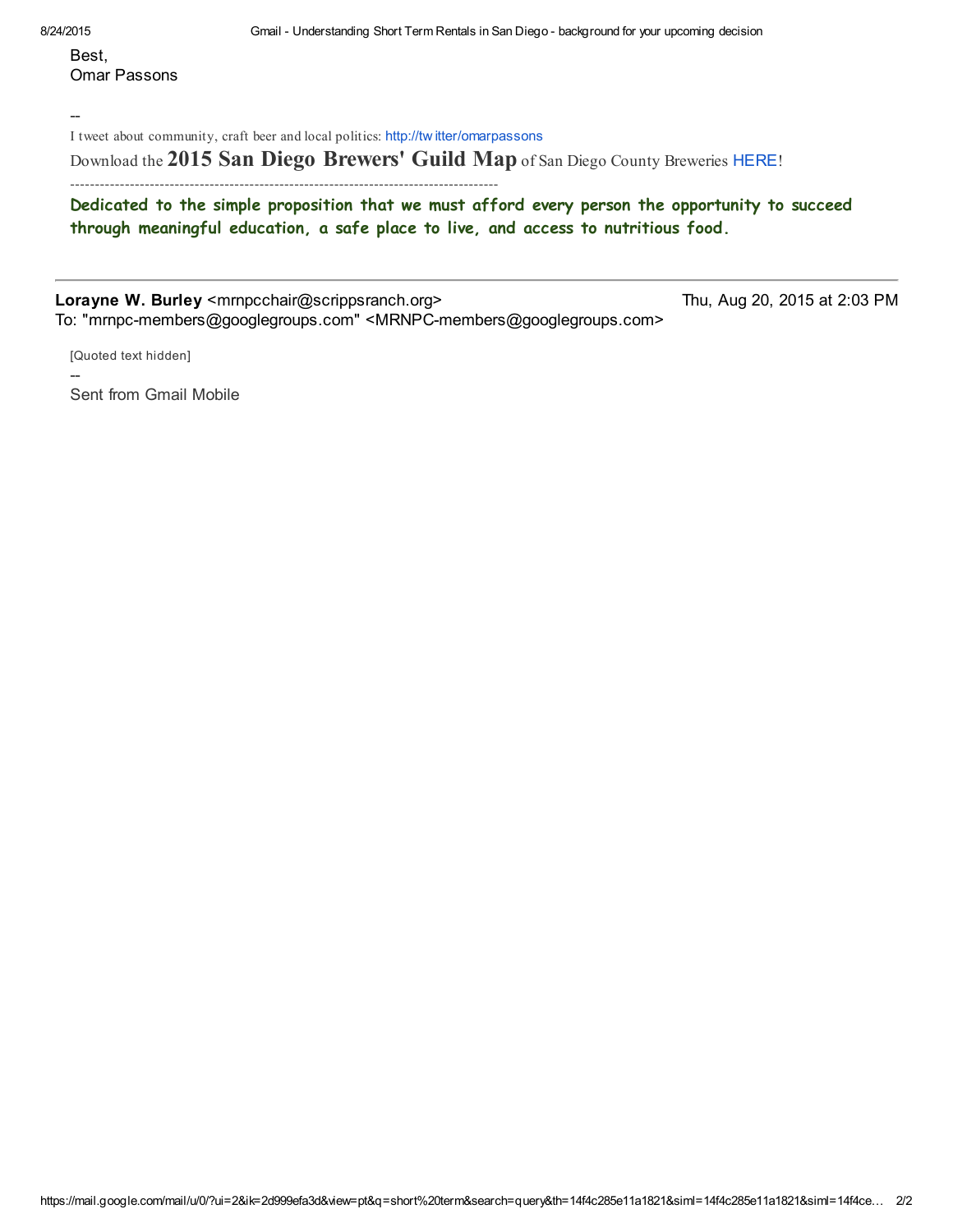Best,
Omar Passons

--
I tweet about community, craft beer and local politics: http://tw itter/omarpassons

Download the **2015 San Diego Brewers' Guild Map** of San Diego County Breweries HERE!

-------------------------------------------------------------------------------------

**Dedicated to the simple proposition that we must afford every person the opportunity to succeed through meaningful education, a safe place to live, and access to nutritious food.**

---

**Lorayne W. Burley** <mrnpcchair@scrippsranch.org> Thu, Aug 20, 2015 at 2:03 PM
To: "mrnpc-members@googlegroups.com" <MRNPC-members@googlegroups.com>

[Quoted text hidden]

--
Sent from Gmail Mobile